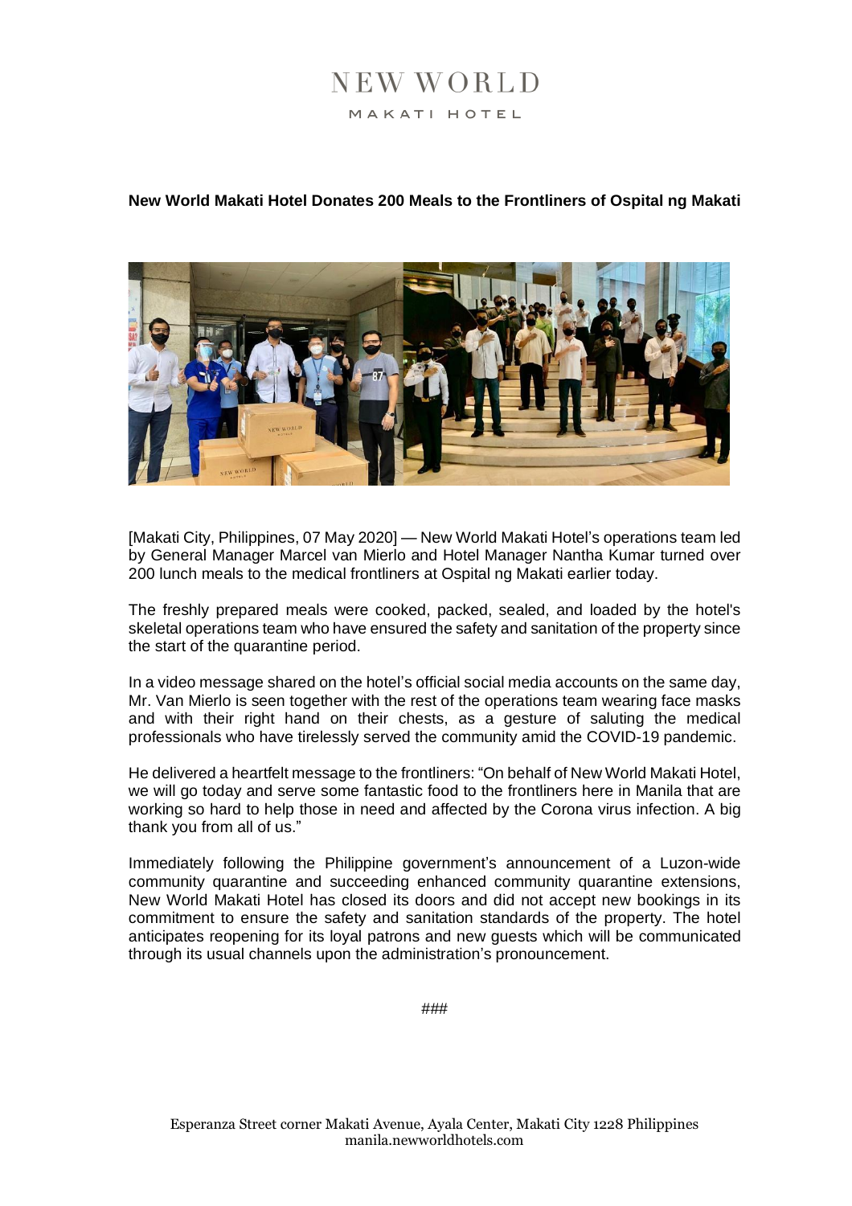NEW WORLD

MAKATI HOTEL

**New World Makati Hotel Donates 200 Meals to the Frontliners of Ospital ng Makati**

[Makati City, Philippines, 07 May 2020] — New World Makati Hotel's operations team led by General Manager Marcel van Mierlo and Hotel Manager Nantha Kumar turned over 200 lunch meals to the medical frontliners at Ospital ng Makati earlier today.

The freshly prepared meals were cooked, packed, sealed, and loaded by the hotel's skeletal operations team who have ensured the safety and sanitation of the property since the start of the quarantine period.

In a video message shared on the hotel's official social media accounts on the same day, Mr. Van Mierlo is seen together with the rest of the operations team wearing face masks and with their right hand on their chests, as a gesture of saluting the medical professionals who have tirelessly served the community amid the COVID-19 pandemic.

He delivered a heartfelt message to the frontliners: "On behalf of New World Makati Hotel, we will go today and serve some fantastic food to the frontliners here in Manila that are working so hard to help those in need and affected by the Corona virus infection. A big thank you from all of us."

Immediately following the Philippine government's announcement of a Luzon-wide community quarantine and succeeding enhanced community quarantine extensions, New World Makati Hotel has closed its doors and did not accept new bookings in its commitment to ensure the safety and sanitation standards of the property. The hotel anticipates reopening for its loyal patrons and new guests which will be communicated through its usual channels upon the administration's pronouncement.

###

Esperanza Street corner Makati Avenue, Ayala Center, Makati City 1228 Philippines
manila.newworldhotels.com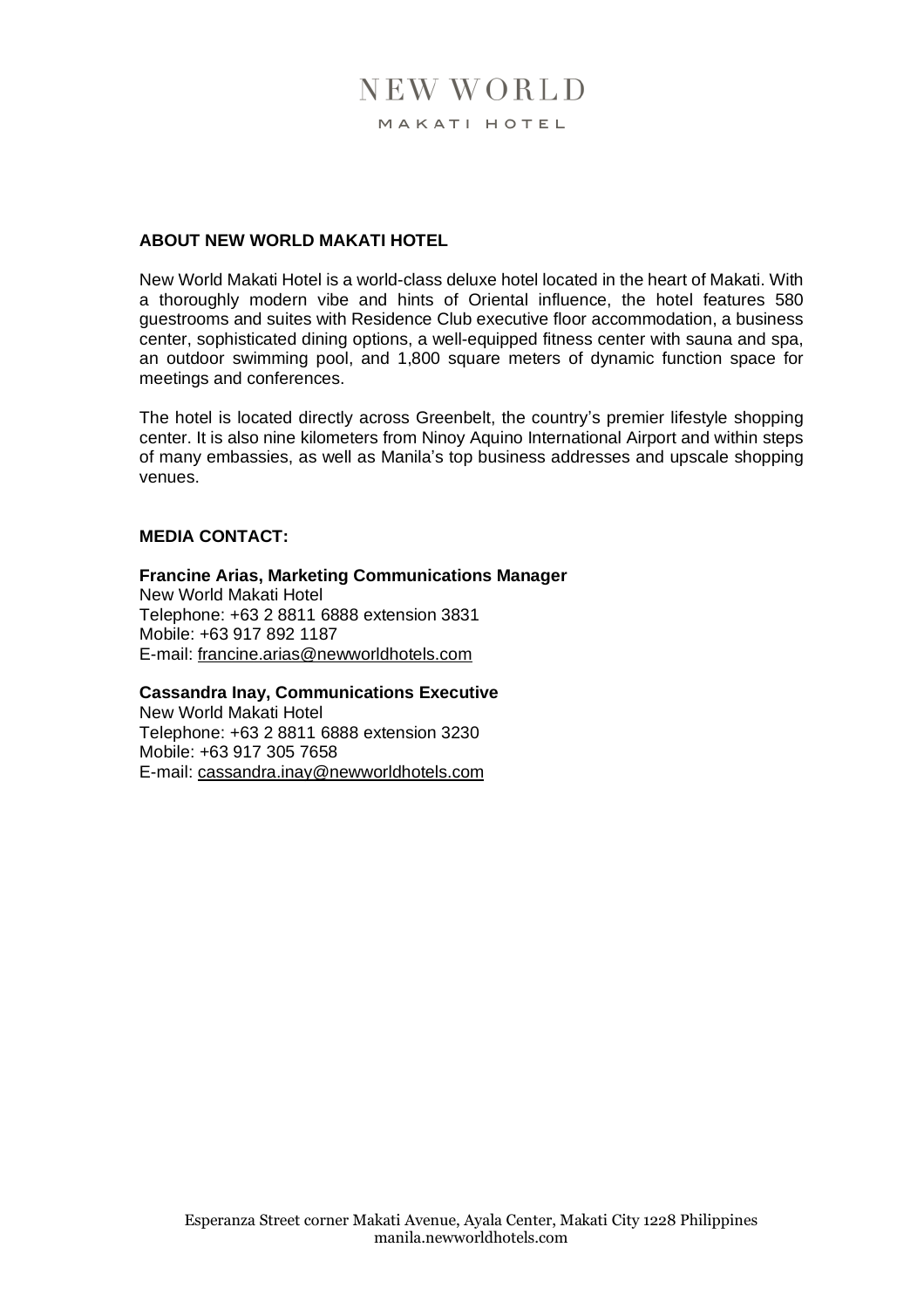## ABOUT NEW WORLD MAKATI HOTEL

New World Makati Hotel is a world-class deluxe hotel located in the heart of Makati. With a thoroughly modern vibe and hints of Oriental influence, the hotel features 580 guestrooms and suites with Residence Club executive floor accommodation, a business center, sophisticated dining options, a well-equipped fitness center with sauna and spa, an outdoor swimming pool, and 1,800 square meters of dynamic function space for meetings and conferences.

The hotel is located directly across Greenbelt, the country's premier lifestyle shopping center. It is also nine kilometers from Ninoy Aquino International Airport and within steps of many embassies, as well as Manila's top business addresses and upscale shopping venues.

## MEDIA CONTACT:

**Francine Arias, Marketing Communications Manager**
New World Makati Hotel
Telephone: +63 2 8811 6888 extension 3831
Mobile: +63 917 892 1187
E-mail: francine.arias@newworldhotels.com

**Cassandra Inay, Communications Executive**
New World Makati Hotel
Telephone: +63 2 8811 6888 extension 3230
Mobile: +63 917 305 7658
E-mail: cassandra.inay@newworldhotels.com

Esperanza Street corner Makati Avenue, Ayala Center, Makati City 1228 Philippines
manila.newworldhotels.com